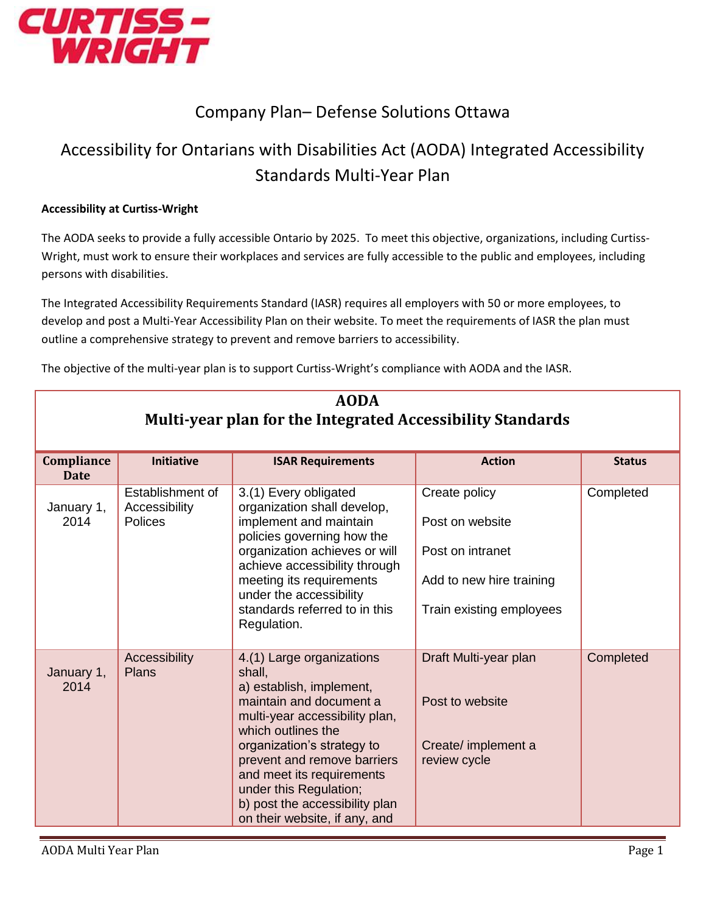CURTISS-WRIGHT

# Company Plan– Defense Solutions Ottawa

# Accessibility for Ontarians with Disabilities Act (AODA) Integrated Accessibility Standards Multi-Year Plan

**Accessibility at Curtiss-Wright**

The AODA seeks to provide a fully accessible Ontario by 2025. To meet this objective, organizations, including Curtiss-Wright, must work to ensure their workplaces and services are fully accessible to the public and employees, including persons with disabilities.

The Integrated Accessibility Requirements Standard (IASR) requires all employers with 50 or more employees, to develop and post a Multi-Year Accessibility Plan on their website. To meet the requirements of IASR the plan must outline a comprehensive strategy to prevent and remove barriers to accessibility.

The objective of the multi-year plan is to support Curtiss-Wright's compliance with AODA and the IASR.

**AODA**
**Multi-year plan for the Integrated Accessibility Standards**

| Compliance Date | Initiative | ISAR Requirements | Action | Status |
|---|---|---|---|---|
| January 1, 2014 | Establishment of Accessibility Polices | 3.(1) Every obligated organization shall develop, implement and maintain policies governing how the organization achieves or will achieve accessibility through meeting its requirements under the accessibility standards referred to in this Regulation. | Create policy<br><br>Post on website<br><br>Post on intranet<br><br>Add to new hire training<br><br>Train existing employees | Completed |
| January 1, 2014 | Accessibility Plans | 4.(1) Large organizations shall,<br>a) establish, implement, maintain and document a multi-year accessibility plan, which outlines the organization's strategy to prevent and remove barriers and meet its requirements under this Regulation;<br>b) post the accessibility plan on their website, if any, and | Draft Multi-year plan<br><br>Post to website<br><br>Create/ implement a review cycle | Completed |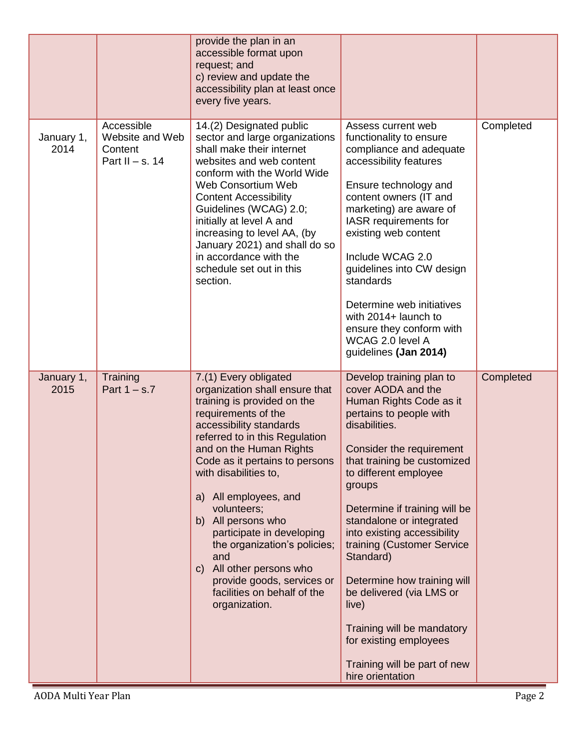| | | | | |
|---|---|---|---|---|
| | | provide the plan in an accessible format upon request; and<br>c) review and update the accessibility plan at least once every five years. | | |
| January 1, 2014 | Accessible Website and Web Content<br>Part II – s. 14 | 14.(2) Designated public sector and large organizations shall make their internet websites and web content conform with the World Wide Web Consortium Web Content Accessibility Guidelines (WCAG) 2.0; initially at level A and increasing to level AA, (by January 2021) and shall do so in accordance with the schedule set out in this section. | Assess current web functionality to ensure compliance and adequate accessibility features<br><br>Ensure technology and content owners (IT and marketing) are aware of IASR requirements for existing web content<br><br>Include WCAG 2.0 guidelines into CW design standards<br><br>Determine web initiatives with 2014+ launch to ensure they conform with WCAG 2.0 level A guidelines **(Jan 2014)** | Completed |
| January 1, 2015 | Training<br>Part 1 – s.7 | 7.(1) Every obligated organization shall ensure that training is provided on the requirements of the accessibility standards referred to in this Regulation and on the Human Rights Code as it pertains to persons with disabilities to,<br><br>a) All employees, and volunteers;<br>b) All persons who participate in developing the organization's policies; and<br>c) All other persons who provide goods, services or facilities on behalf of the organization. | Develop training plan to cover AODA and the Human Rights Code as it pertains to people with disabilities.<br><br>Consider the requirement that training be customized to different employee groups<br><br>Determine if training will be standalone or integrated into existing accessibility training (Customer Service Standard)<br><br>Determine how training will be delivered (via LMS or live)<br><br>Training will be mandatory for existing employees<br><br>Training will be part of new hire orientation | Completed |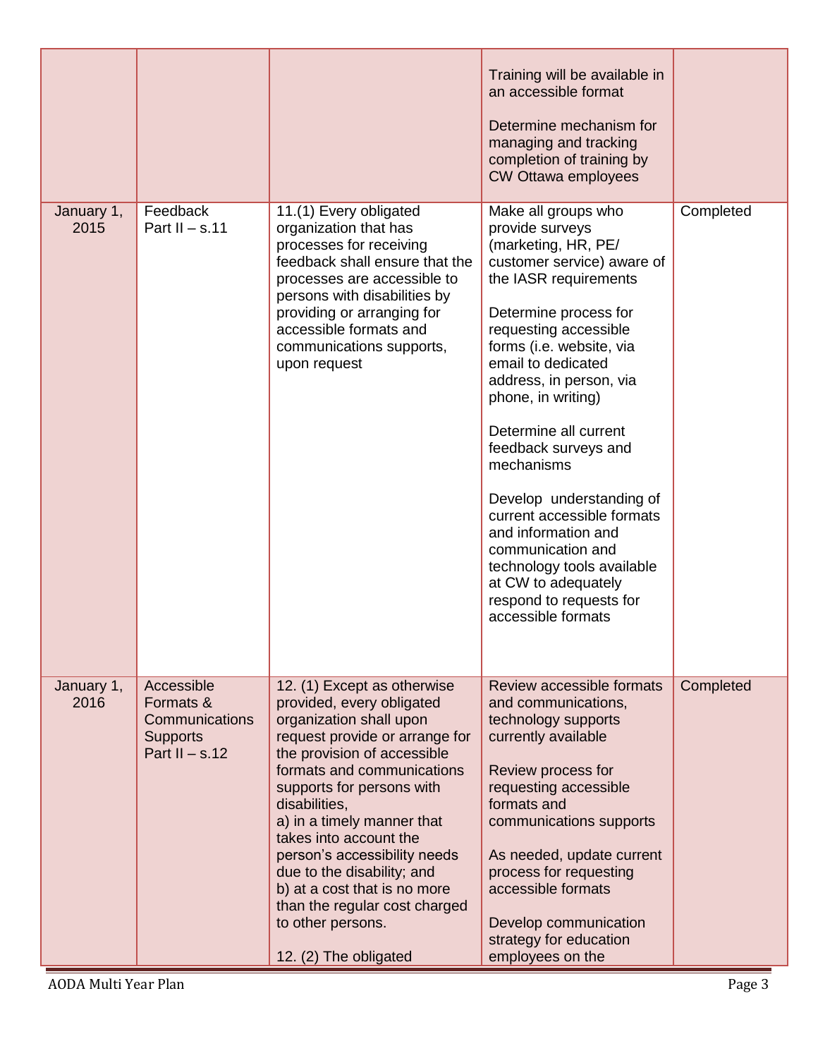| | | | | |
|---|---|---|---|---|
| | | | Training will be available in an accessible format<br><br>Determine mechanism for managing and tracking completion of training by CW Ottawa employees | |
| January 1, 2015 | Feedback<br>Part II – s.11 | 11.(1) Every obligated organization that has processes for receiving feedback shall ensure that the processes are accessible to persons with disabilities by providing or arranging for accessible formats and communications supports, upon request | Make all groups who provide surveys (marketing, HR, PE/ customer service) aware of the IASR requirements<br><br>Determine process for requesting accessible forms (i.e. website, via email to dedicated address, in person, via phone, in writing)<br><br>Determine all current feedback surveys and mechanisms<br><br>Develop understanding of current accessible formats and information and communication and technology tools available at CW to adequately respond to requests for accessible formats | Completed |
| January 1, 2016 | Accessible Formats & Communications Supports<br>Part II – s.12 | 12. (1) Except as otherwise provided, every obligated organization shall upon request provide or arrange for the provision of accessible formats and communications supports for persons with disabilities,<br>a) in a timely manner that takes into account the person's accessibility needs due to the disability; and<br>b) at a cost that is no more than the regular cost charged to other persons.<br><br>12. (2) The obligated | Review accessible formats and communications, technology supports currently available<br><br>Review process for requesting accessible formats and communications supports<br><br>As needed, update current process for requesting accessible formats<br><br>Develop communication strategy for education employees on the | Completed |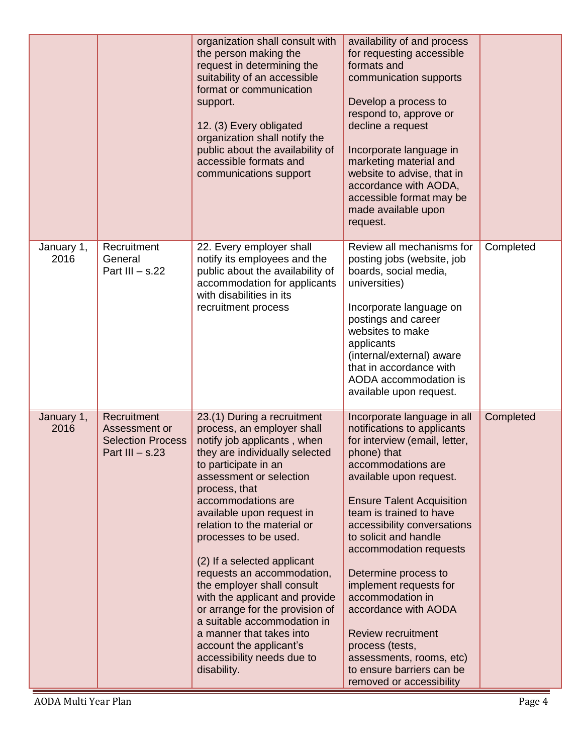| | | | | |
|---|---|---|---|---|
| | | organization shall consult with the person making the request in determining the suitability of an accessible format or communication support.<br><br>12. (3) Every obligated organization shall notify the public about the availability of accessible formats and communications support | availability of and process for requesting accessible formats and communication supports<br><br>Develop a process to respond to, approve or decline a request<br><br>Incorporate language in marketing material and website to advise, that in accordance with AODA, accessible format may be made available upon request. | |
| January 1, 2016 | Recruitment General Part III – s.22 | 22. Every employer shall notify its employees and the public about the availability of accommodation for applicants with disabilities in its recruitment process | Review all mechanisms for posting jobs (website, job boards, social media, universities)<br><br>Incorporate language on postings and career websites to make applicants (internal/external) aware that in accordance with AODA accommodation is available upon request. | Completed |
| January 1, 2016 | Recruitment Assessment or Selection Process Part III – s.23 | 23.(1) During a recruitment process, an employer shall notify job applicants , when they are individually selected to participate in an assessment or selection process, that accommodations are available upon request in relation to the material or processes to be used.<br><br>(2) If a selected applicant requests an accommodation, the employer shall consult with the applicant and provide or arrange for the provision of a suitable accommodation in a manner that takes into account the applicant's accessibility needs due to disability. | Incorporate language in all notifications to applicants for interview (email, letter, phone) that accommodations are available upon request.<br><br>Ensure Talent Acquisition team is trained to have accessibility conversations to solicit and handle accommodation requests<br><br>Determine process to implement requests for accommodation in accordance with AODA<br><br>Review recruitment process (tests, assessments, rooms, etc) to ensure barriers can be removed or accessibility | Completed |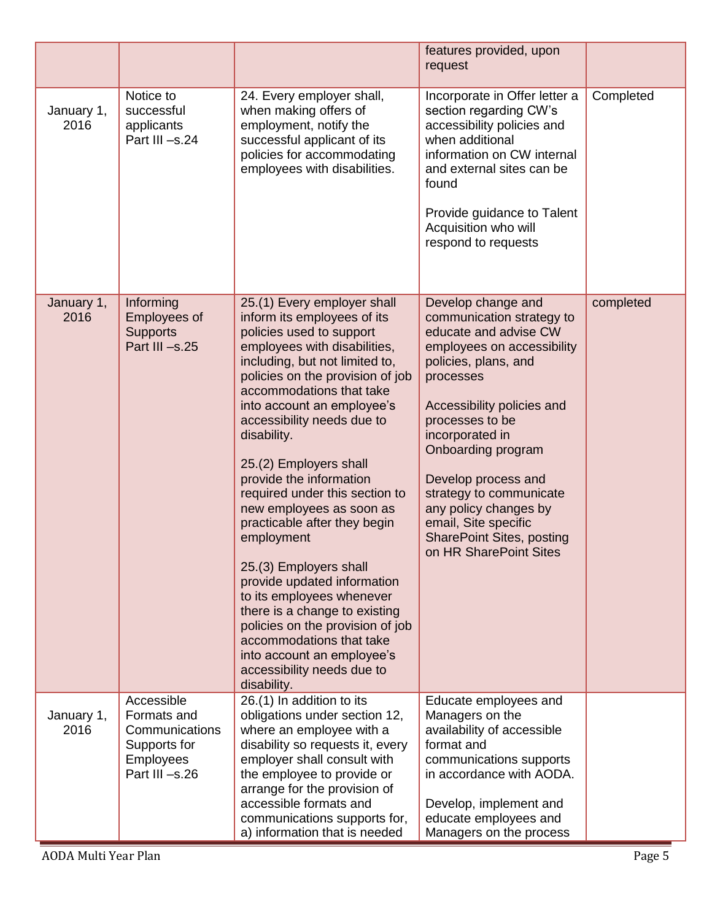| | | | | |
|---|---|---|---|---|
| | | | features provided, upon request | |
| January 1, 2016 | Notice to successful applicants Part III –s.24 | 24. Every employer shall, when making offers of employment, notify the successful applicant of its policies for accommodating employees with disabilities. | Incorporate in Offer letter a section regarding CW's accessibility policies and when additional information on CW internal and external sites can be found<br><br>Provide guidance to Talent Acquisition who will respond to requests | Completed |
| January 1, 2016 | Informing Employees of Supports Part III –s.25 | 25.(1) Every employer shall inform its employees of its policies used to support employees with disabilities, including, but not limited to, policies on the provision of job accommodations that take into account an employee's accessibility needs due to disability.<br><br>25.(2) Employers shall provide the information required under this section to new employees as soon as practicable after they begin employment<br><br>25.(3) Employers shall provide updated information to its employees whenever there is a change to existing policies on the provision of job accommodations that take into account an employee's accessibility needs due to disability. | Develop change and communication strategy to educate and advise CW employees on accessibility policies, plans, and processes<br><br>Accessibility policies and processes to be incorporated in Onboarding program<br><br>Develop process and strategy to communicate any policy changes by email, Site specific SharePoint Sites, posting on HR SharePoint Sites | completed |
| January 1, 2016 | Accessible Formats and Communications Supports for Employees Part III –s.26 | 26.(1) In addition to its obligations under section 12, where an employee with a disability so requests it, every employer shall consult with the employee to provide or arrange for the provision of accessible formats and communications supports for,<br>a) information that is needed | Educate employees and Managers on the availability of accessible format and communications supports in accordance with AODA.<br><br>Develop, implement and educate employees and Managers on the process | |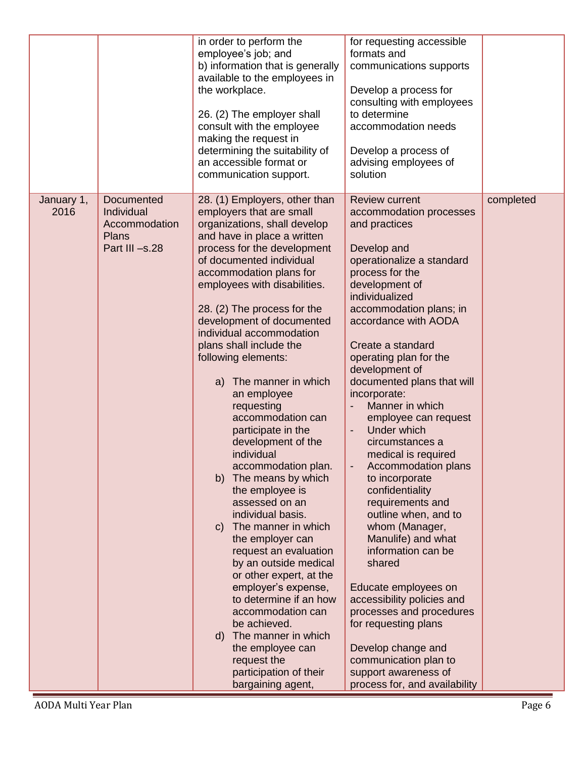| | | | | |
|---|---|---|---|---|
| | | in order to perform the employee's job; and<br>b) information that is generally available to the employees in the workplace.<br><br>26. (2) The employer shall consult with the employee making the request in determining the suitability of an accessible format or communication support. | for requesting accessible formats and communications supports<br><br>Develop a process for consulting with employees to determine accommodation needs<br><br>Develop a process of advising employees of solution | |
| January 1, 2016 | Documented Individual Accommodation Plans<br>Part III –s.28 | 28. (1) Employers, other than employers that are small organizations, shall develop and have in place a written process for the development of documented individual accommodation plans for employees with disabilities.<br><br>28. (2) The process for the development of documented individual accommodation plans shall include the following elements:<br><br>a) The manner in which an employee requesting accommodation can participate in the development of the individual accommodation plan.<br>b) The means by which the employee is assessed on an individual basis.<br>c) The manner in which the employer can request an evaluation by an outside medical or other expert, at the employer's expense, to determine if an how accommodation can be achieved.<br>d) The manner in which the employee can request the participation of their bargaining agent, | Review current accommodation processes and practices<br><br>Develop and operationalize a standard process for the development of individualized accommodation plans; in accordance with AODA<br><br>Create a standard operating plan for the development of documented plans that will incorporate:<br>- Manner in which employee can request<br>- Under which circumstances a medical is required<br>- Accommodation plans to incorporate confidentiality requirements and outline when, and to whom (Manager, Manulife) and what information can be shared<br><br>Educate employees on accessibility policies and processes and procedures for requesting plans<br><br>Develop change and communication plan to support awareness of process for, and availability | completed |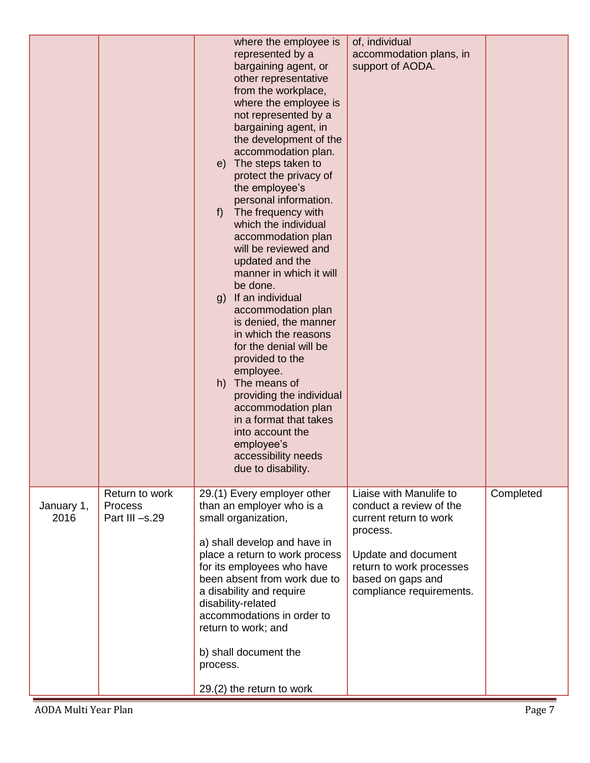| | | where the employee is represented by a bargaining agent, or other representative from the workplace, where the employee is not represented by a bargaining agent, in the development of the accommodation plan.<br>e) The steps taken to protect the privacy of the employee's personal information.<br>f) The frequency with which the individual accommodation plan will be reviewed and updated and the manner in which it will be done.<br>g) If an individual accommodation plan is denied, the manner in which the reasons for the denial will be provided to the employee.<br>h) The means of providing the individual accommodation plan in a format that takes into account the employee's accessibility needs due to disability. | of, individual accommodation plans, in support of AODA. | |
|---|---|---|---|---|
| January 1, 2016 | Return to work Process Part III –s.29 | 29.(1) Every employer other than an employer who is a small organization,<br><br>a) shall develop and have in place a return to work process for its employees who have been absent from work due to a disability and require disability-related accommodations in order to return to work; and<br><br>b) shall document the process.<br><br>29.(2) the return to work | Liaise with Manulife to conduct a review of the current return to work process.<br><br>Update and document return to work processes based on gaps and compliance requirements. | Completed |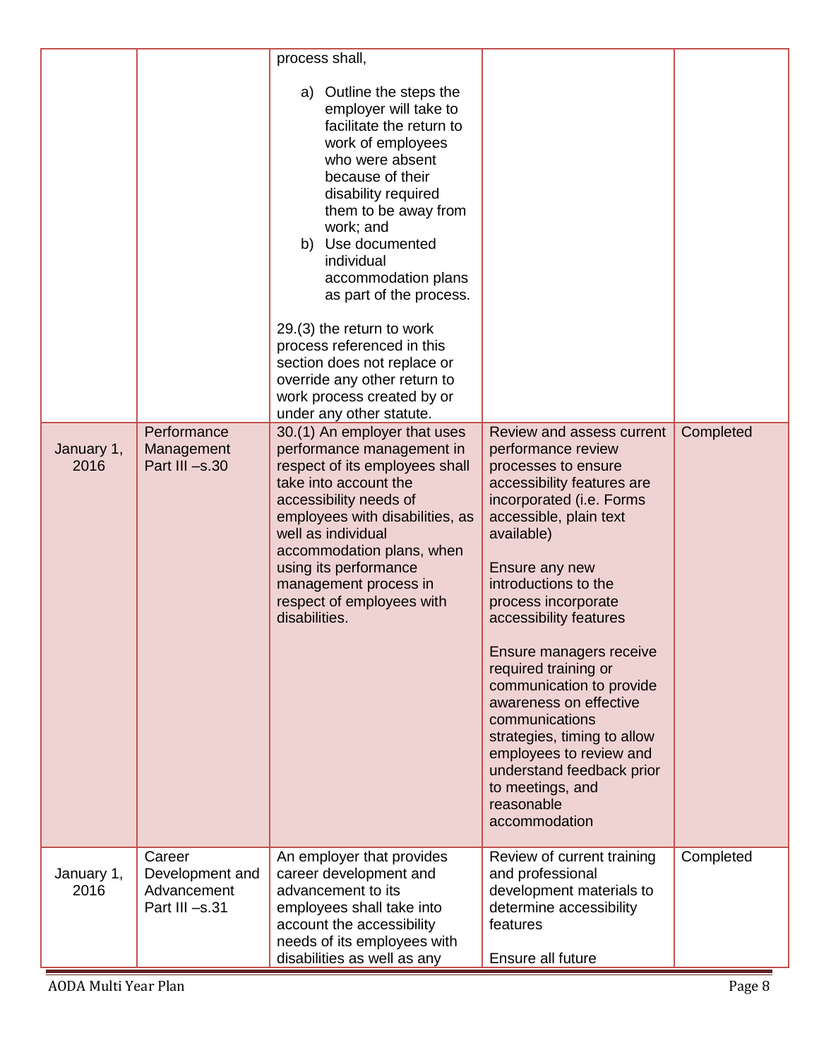| | | | | |
|---|---|---|---|---|
| | | process shall,<br><br>a) Outline the steps the employer will take to facilitate the return to work of employees who were absent because of their disability required them to be away from work; and<br>b) Use documented individual accommodation plans as part of the process.<br><br>29.(3) the return to work process referenced in this section does not replace or override any other return to work process created by or under any other statute. | | |
| January 1, 2016 | Performance Management Part III –s.30 | 30.(1) An employer that uses performance management in respect of its employees shall take into account the accessibility needs of employees with disabilities, as well as individual accommodation plans, when using its performance management process in respect of employees with disabilities. | Review and assess current performance review processes to ensure accessibility features are incorporated (i.e. Forms accessible, plain text available)<br><br>Ensure any new introductions to the process incorporate accessibility features<br><br>Ensure managers receive required training or communication to provide awareness on effective communications strategies, timing to allow employees to review and understand feedback prior to meetings, and reasonable accommodation | Completed |
| January 1, 2016 | Career Development and Advancement Part III –s.31 | An employer that provides career development and advancement to its employees shall take into account the accessibility needs of its employees with disabilities as well as any | Review of current training and professional development materials to determine accessibility features<br><br>Ensure all future | Completed |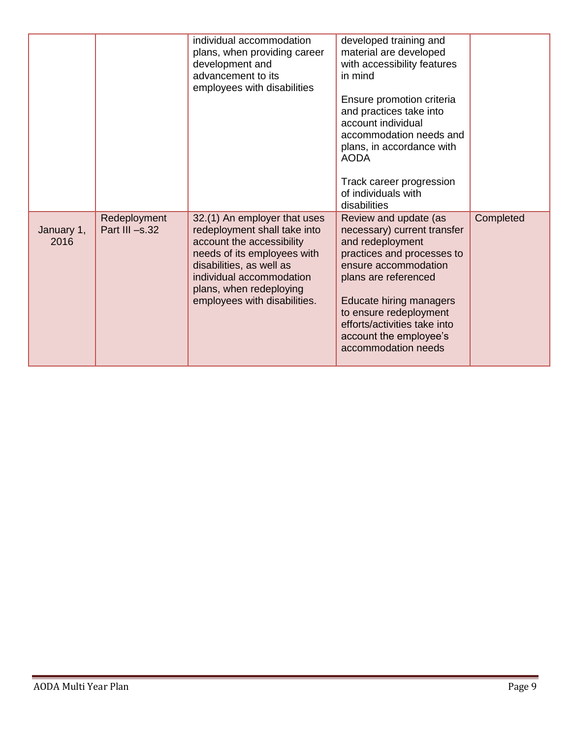| | | | | |
|---|---|---|---|---|
| | | individual accommodation plans, when providing career development and advancement to its employees with disabilities | developed training and material are developed with accessibility features in mind<br><br>Ensure promotion criteria and practices take into account individual accommodation needs and plans, in accordance with AODA<br><br>Track career progression of individuals with disabilities | |
| January 1, 2016 | Redeployment Part III –s.32 | 32.(1) An employer that uses redeployment shall take into account the accessibility needs of its employees with disabilities, as well as individual accommodation plans, when redeploying employees with disabilities. | Review and update (as necessary) current transfer and redeployment practices and processes to ensure accommodation plans are referenced<br><br>Educate hiring managers to ensure redeployment efforts/activities take into account the employee's accommodation needs | Completed |